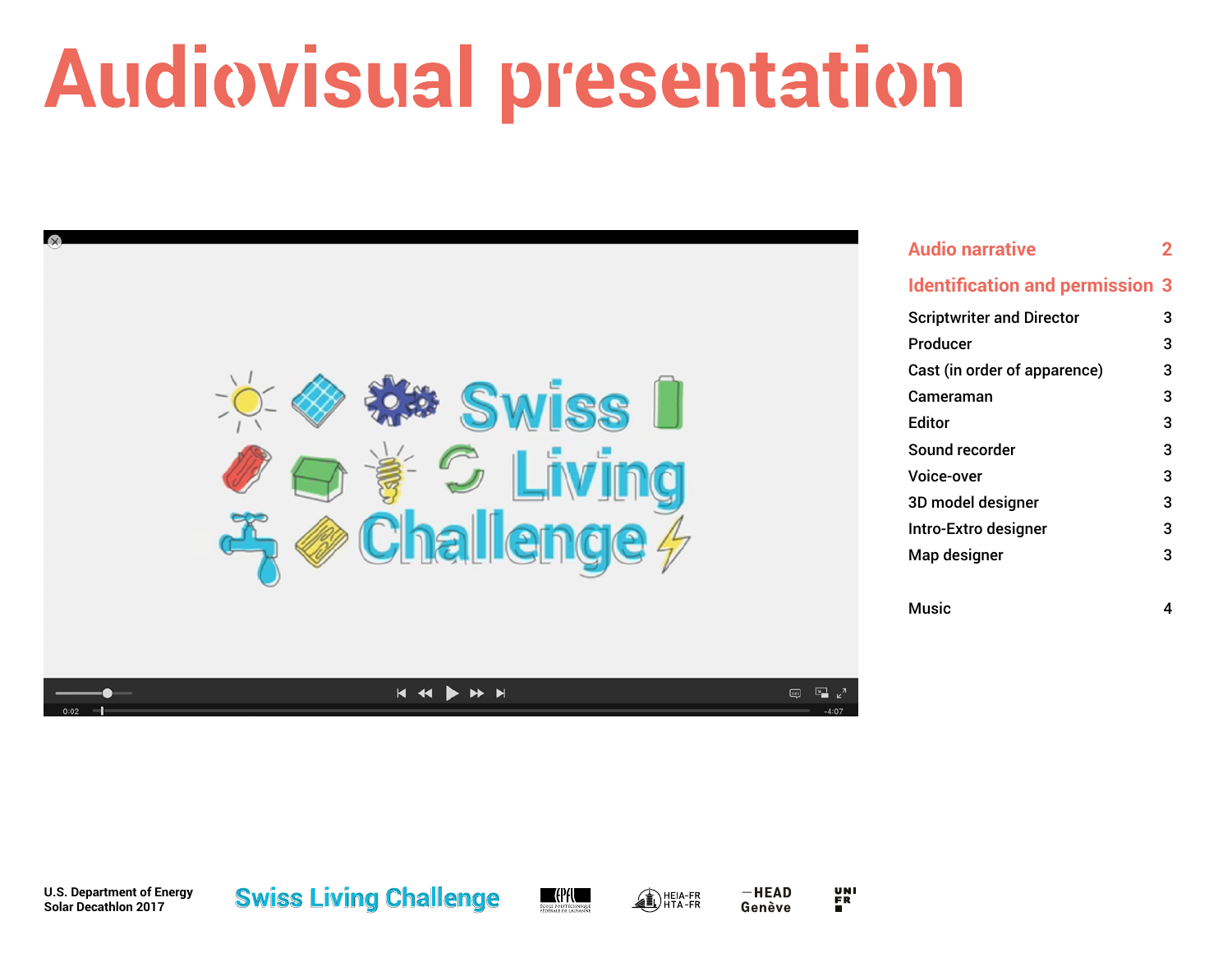# Audiovisual presentation

| | |
|---|---|
| **Audio narrative** | **2** |
| **Identification and permission** | **3** |
| Scriptwriter and Director | 3 |
| Producer | 3 |
| Cast (in order of apparence) | 3 |
| Cameraman | 3 |
| Editor | 3 |
| Sound recorder | 3 |
| Voice-over | 3 |
| 3D model designer | 3 |
| Intro-Extro designer | 3 |
| Map designer | 3 |
| Music | 4 |

U.S. Department of Energy
Solar Decathlon 2017

Swiss Living Challenge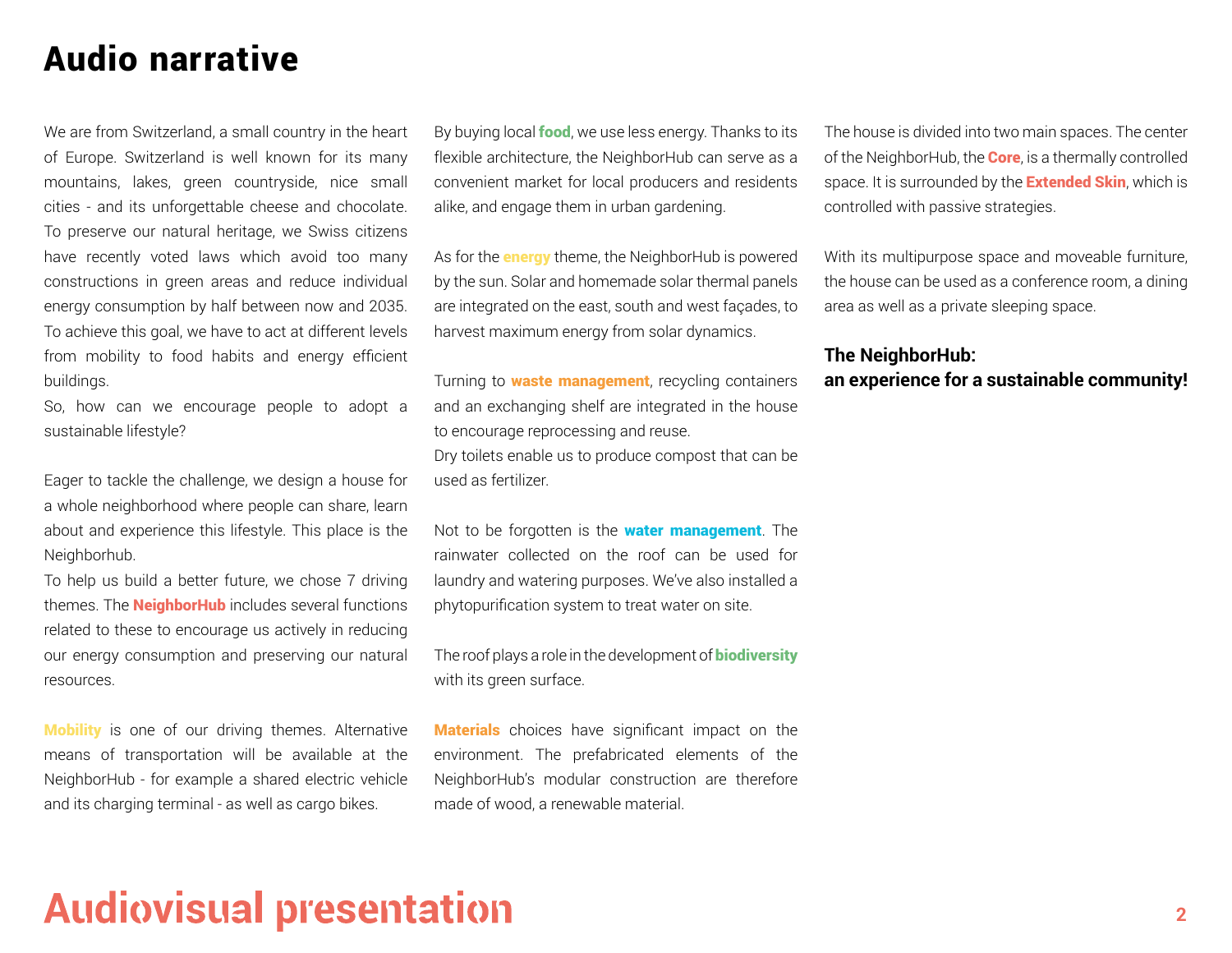# Audio narrative

We are from Switzerland, a small country in the heart of Europe. Switzerland is well known for its many mountains, lakes, green countryside, nice small cities - and its unforgettable cheese and chocolate. To preserve our natural heritage, we Swiss citizens have recently voted laws which avoid too many constructions in green areas and reduce individual energy consumption by half between now and 2035. To achieve this goal, we have to act at different levels from mobility to food habits and energy efficient buildings.
So, how can we encourage people to adopt a sustainable lifestyle?

Eager to tackle the challenge, we design a house for a whole neighborhood where people can share, learn about and experience this lifestyle. This place is the Neighborhub.
To help us build a better future, we chose 7 driving themes. The **NeighborHub** includes several functions related to these to encourage us actively in reducing our energy consumption and preserving our natural resources.

**Mobility** is one of our driving themes. Alternative means of transportation will be available at the NeighborHub - for example a shared electric vehicle and its charging terminal - as well as cargo bikes.

By buying local **food**, we use less energy. Thanks to its flexible architecture, the NeighborHub can serve as a convenient market for local producers and residents alike, and engage them in urban gardening.

As for the **energy** theme, the NeighborHub is powered by the sun. Solar and homemade solar thermal panels are integrated on the east, south and west façades, to harvest maximum energy from solar dynamics.

Turning to **waste management**, recycling containers and an exchanging shelf are integrated in the house to encourage reprocessing and reuse.
Dry toilets enable us to produce compost that can be used as fertilizer.

Not to be forgotten is the **water management**. The rainwater collected on the roof can be used for laundry and watering purposes. We've also installed a phytopurification system to treat water on site.

The roof plays a role in the development of **biodiversity** with its green surface.

**Materials** choices have significant impact on the environment. The prefabricated elements of the NeighborHub's modular construction are therefore made of wood, a renewable material.

The house is divided into two main spaces. The center of the NeighborHub, the **Core**, is a thermally controlled space. It is surrounded by the **Extended Skin**, which is controlled with passive strategies.

With its multipurpose space and moveable furniture, the house can be used as a conference room, a dining area as well as a private sleeping space.

**The NeighborHub:**
**an experience for a sustainable community!**

# Audiovisual presentation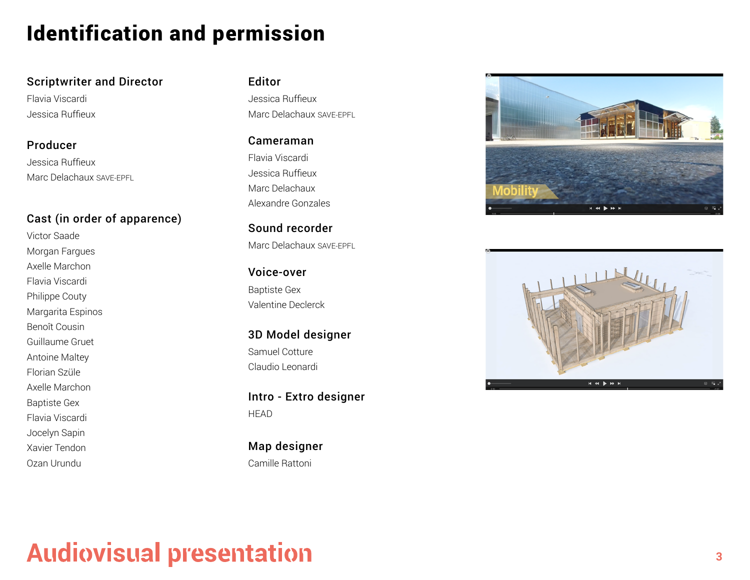# Identification and permission

## Scriptwriter and Director

Flavia Viscardi
Jessica Ruffieux

## Producer

Jessica Ruffieux
Marc Delachaux SAVE-EPFL

## Cast (in order of apparence)

Victor Saade
Morgan Fargues
Axelle Marchon
Flavia Viscardi
Philippe Couty
Margarita Espinos
Benoît Cousin
Guillaume Gruet
Antoine Maltey
Florian Szüle
Axelle Marchon
Baptiste Gex
Flavia Viscardi
Jocelyn Sapin
Xavier Tendon
Ozan Urundu

## Editor

Jessica Ruffieux
Marc Delachaux SAVE-EPFL

## Cameraman

Flavia Viscardi
Jessica Ruffieux
Marc Delachaux
Alexandre Gonzales

## Sound recorder

Marc Delachaux SAVE-EPFL

## Voice-over

Baptiste Gex
Valentine Declerck

## 3D Model designer

Samuel Cotture
Claudio Leonardi

## Intro - Extro designer

HEAD

## Map designer

Camille Rattoni

Audiovisual presentation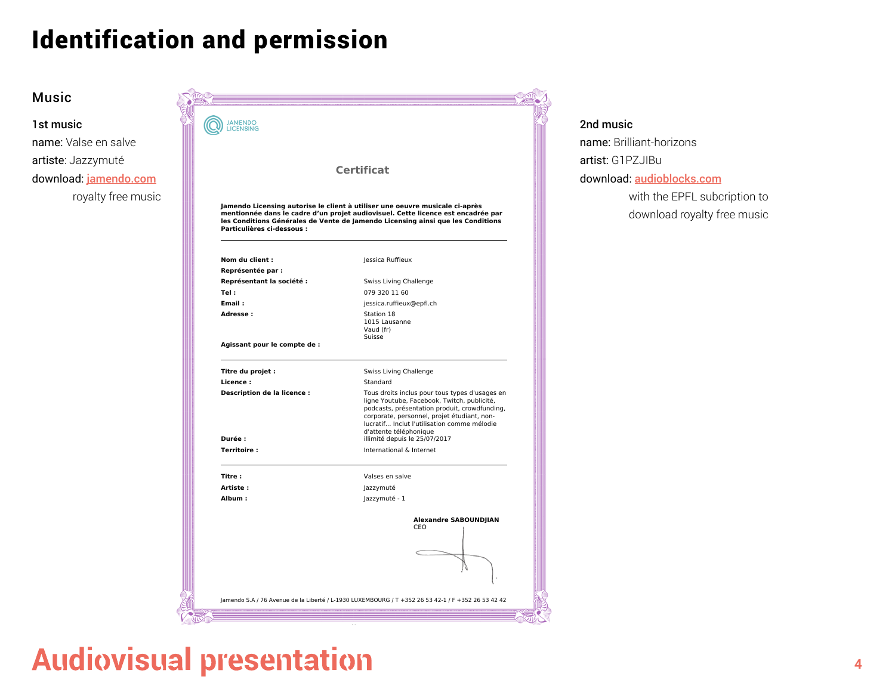# Identification and permission

## Music

**1st music**

name: Valse en salve

artiste: Jazzymuté

download: jamendo.com

royalty free music

JAMENDO LICENSING

### Certificat

**Jamendo Licensing autorise le client à utiliser une oeuvre musicale ci-après mentionnée dans le cadre d'un projet audiovisuel. Cette licence est encadrée par les Conditions Générales de Vente de Jamendo Licensing ainsi que les Conditions Particulières ci-dessous :**

| | |
|---|---|
| **Nom du client :** | Jessica Ruffieux |
| **Représentée par :** | |
| **Représentant la société :** | Swiss Living Challenge |
| **Tel :** | 079 320 11 60 |
| **Email :** | jessica.ruffieux@epfl.ch |
| **Adresse :** | Station 18<br>1015 Lausanne<br>Vaud (fr)<br>Suisse |
| **Agissant pour le compte de :** | |

| | |
|---|---|
| **Titre du projet :** | Swiss Living Challenge |
| **Licence :** | Standard |
| **Description de la licence :** | Tous droits inclus pour tous types d'usages en ligne Youtube, Facebook, Twitch, publicité, podcasts, présentation produit, crowdfunding, corporate, personnel, projet étudiant, non-lucratif... Inclut l'utilisation comme mélodie d'attente téléphonique |
| **Durée :** | illimité depuis le 25/07/2017 |
| **Territoire :** | International & Internet |

| | |
|---|---|
| **Titre :** | Valses en salve |
| **Artiste :** | Jazzymuté |
| **Album :** | Jazzymuté - 1 |

**Alexandre SABOUNDJIAN**
CEO

Jamendo S.A / 76 Avenue de la Liberté / L-1930 LUXEMBOURG / T +352 26 53 42-1 / F +352 26 53 42 42

**2nd music**

name: Brilliant-horizons

artist: G1PZJIBu

download: audioblocks.com

with the EPFL subcription to download royalty free music

Audiovisual presentation